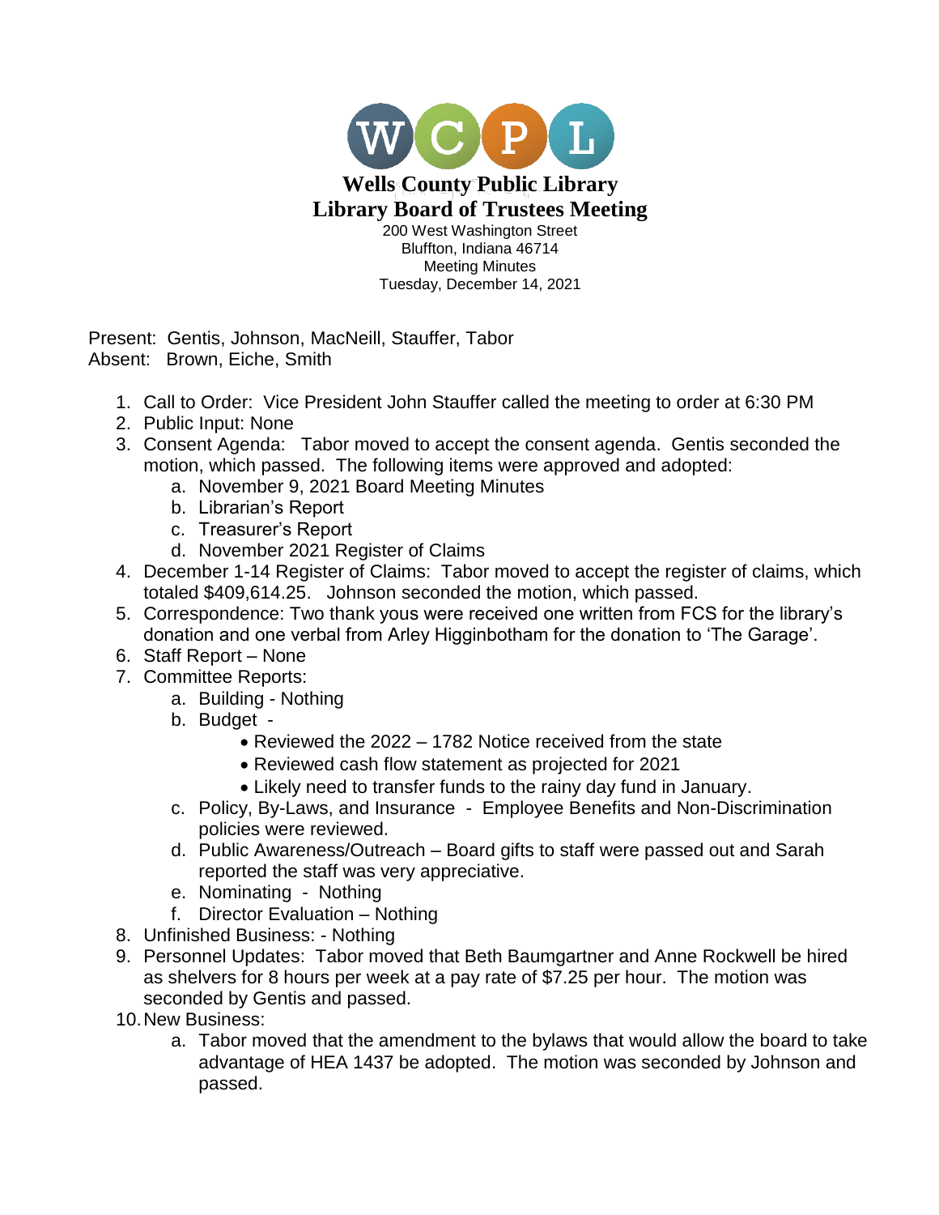WCPL

# Wells County Public Library
## Library Board of Trustees Meeting

200 West Washington Street
Bluffton, Indiana 46714
Meeting Minutes
Tuesday, December 14, 2021

Present: Gentis, Johnson, MacNeill, Stauffer, Tabor
Absent: Brown, Eiche, Smith

1. Call to Order: Vice President John Stauffer called the meeting to order at 6:30 PM
2. Public Input: None
3. Consent Agenda: Tabor moved to accept the consent agenda. Gentis seconded the motion, which passed. The following items were approved and adopted:
    a. November 9, 2021 Board Meeting Minutes
    b. Librarian's Report
    c. Treasurer's Report
    d. November 2021 Register of Claims
4. December 1-14 Register of Claims: Tabor moved to accept the register of claims, which totaled $409,614.25. Johnson seconded the motion, which passed.
5. Correspondence: Two thank yous were received one written from FCS for the library's donation and one verbal from Arley Higginbotham for the donation to 'The Garage'.
6. Staff Report – None
7. Committee Reports:
    a. Building - Nothing
    b. Budget -
        - Reviewed the 2022 – 1782 Notice received from the state
        - Reviewed cash flow statement as projected for 2021
        - Likely need to transfer funds to the rainy day fund in January.
    c. Policy, By-Laws, and Insurance - Employee Benefits and Non-Discrimination policies were reviewed.
    d. Public Awareness/Outreach – Board gifts to staff were passed out and Sarah reported the staff was very appreciative.
    e. Nominating - Nothing
    f. Director Evaluation – Nothing
8. Unfinished Business: - Nothing
9. Personnel Updates: Tabor moved that Beth Baumgartner and Anne Rockwell be hired as shelvers for 8 hours per week at a pay rate of $7.25 per hour. The motion was seconded by Gentis and passed.
10. New Business:
    a. Tabor moved that the amendment to the bylaws that would allow the board to take advantage of HEA 1437 be adopted. The motion was seconded by Johnson and passed.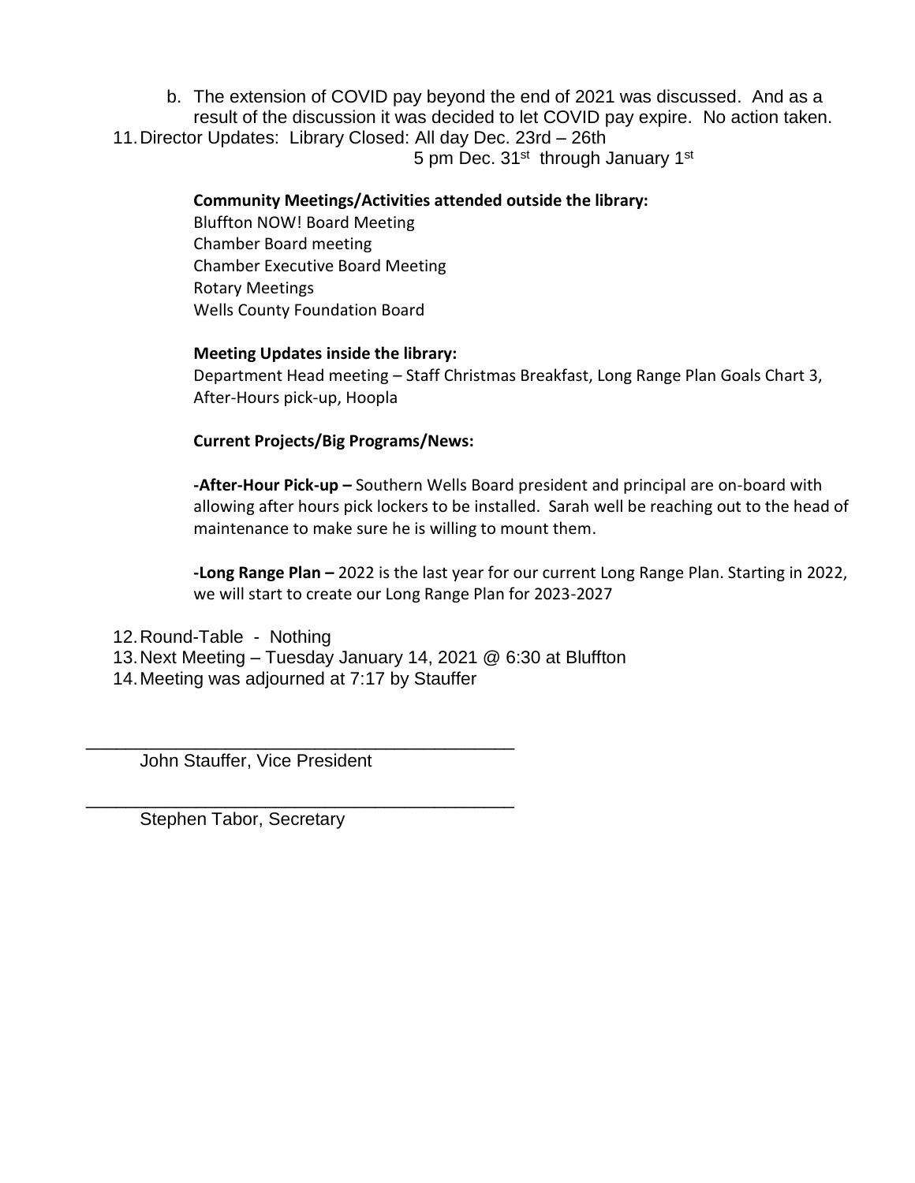b. The extension of COVID pay beyond the end of 2021 was discussed. And as a result of the discussion it was decided to let COVID pay expire. No action taken.

11. Director Updates: Library Closed: All day Dec. 23rd – 26th
    5 pm Dec. 31st through January 1st

    **Community Meetings/Activities attended outside the library:**
    Bluffton NOW! Board Meeting
    Chamber Board meeting
    Chamber Executive Board Meeting
    Rotary Meetings
    Wells County Foundation Board

    **Meeting Updates inside the library:**
    Department Head meeting – Staff Christmas Breakfast, Long Range Plan Goals Chart 3, After-Hours pick-up, Hoopla

    **Current Projects/Big Programs/News:**

    **-After-Hour Pick-up –** Southern Wells Board president and principal are on-board with allowing after hours pick lockers to be installed. Sarah well be reaching out to the head of maintenance to make sure he is willing to mount them.

    **-Long Range Plan –** 2022 is the last year for our current Long Range Plan. Starting in 2022, we will start to create our Long Range Plan for 2023-2027

12. Round-Table - Nothing
13. Next Meeting – Tuesday January 14, 2021 @ 6:30 at Bluffton
14. Meeting was adjourned at 7:17 by Stauffer

\_\_\_\_\_\_\_\_\_\_\_\_\_\_\_\_\_\_\_\_\_\_\_\_\_\_\_\_\_\_\_\_\_\_\_\_\_\_\_\_\_\_\_\_

John Stauffer, Vice President

\_\_\_\_\_\_\_\_\_\_\_\_\_\_\_\_\_\_\_\_\_\_\_\_\_\_\_\_\_\_\_\_\_\_\_\_\_\_\_\_\_\_\_\_

Stephen Tabor, Secretary